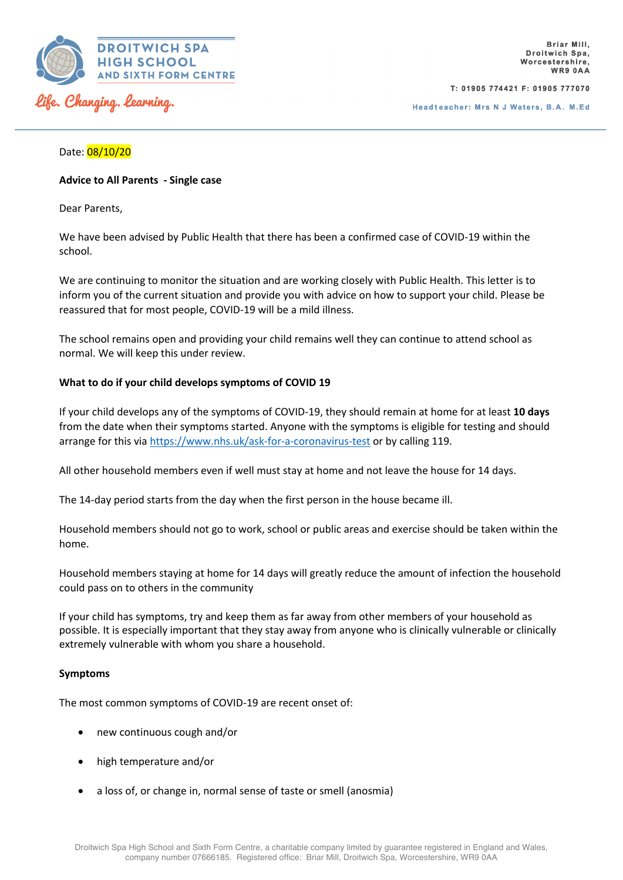DROITWICH SPA HIGH SCHOOL AND SIXTH FORM CENTRE

*Life. Changing. Learning.*

Briar Mill,
Droitwich Spa,
Worcestershire,
WR9 0AA

T: 01905 774421 F: 01905 777070

Headteacher: Mrs N J Waters, B.A. M.Ed

Date: 08/10/20

**Advice to All Parents - Single case**

Dear Parents,

We have been advised by Public Health that there has been a confirmed case of COVID-19 within the school.

We are continuing to monitor the situation and are working closely with Public Health. This letter is to inform you of the current situation and provide you with advice on how to support your child. Please be reassured that for most people, COVID-19 will be a mild illness.

The school remains open and providing your child remains well they can continue to attend school as normal. We will keep this under review.

**What to do if your child develops symptoms of COVID 19**

If your child develops any of the symptoms of COVID-19, they should remain at home for at least **10 days** from the date when their symptoms started. Anyone with the symptoms is eligible for testing and should arrange for this via https://www.nhs.uk/ask-for-a-coronavirus-test or by calling 119.

All other household members even if well must stay at home and not leave the house for 14 days.

The 14-day period starts from the day when the first person in the house became ill.

Household members should not go to work, school or public areas and exercise should be taken within the home.

Household members staying at home for 14 days will greatly reduce the amount of infection the household could pass on to others in the community

If your child has symptoms, try and keep them as far away from other members of your household as possible. It is especially important that they stay away from anyone who is clinically vulnerable or clinically extremely vulnerable with whom you share a household.

**Symptoms**

The most common symptoms of COVID-19 are recent onset of:

- new continuous cough and/or
- high temperature and/or
- a loss of, or change in, normal sense of taste or smell (anosmia)

Droitwich Spa High School and Sixth Form Centre, a charitable company limited by guarantee registered in England and Wales, company number 07666185. Registered office: Briar Mill, Droitwich Spa, Worcestershire, WR9 0AA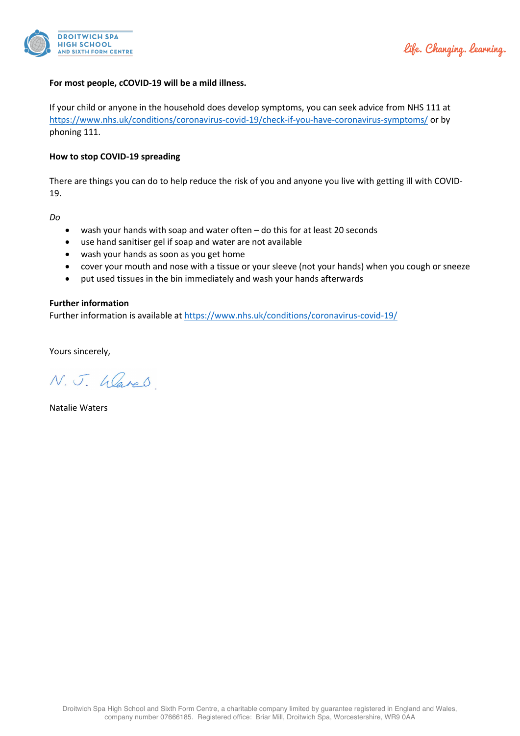**For most people, cCOVID-19 will be a mild illness.**

If your child or anyone in the household does develop symptoms, you can seek advice from NHS 111 at https://www.nhs.uk/conditions/coronavirus-covid-19/check-if-you-have-coronavirus-symptoms/ or by phoning 111.

**How to stop COVID-19 spreading**

There are things you can do to help reduce the risk of you and anyone you live with getting ill with COVID-19.

*Do*

- wash your hands with soap and water often – do this for at least 20 seconds
- use hand sanitiser gel if soap and water are not available
- wash your hands as soon as you get home
- cover your mouth and nose with a tissue or your sleeve (not your hands) when you cough or sneeze
- put used tissues in the bin immediately and wash your hands afterwards

**Further information**

Further information is available at https://www.nhs.uk/conditions/coronavirus-covid-19/

Yours sincerely,

N. J. Waters

Natalie Waters

Droitwich Spa High School and Sixth Form Centre, a charitable company limited by guarantee registered in England and Wales, company number 07666185. Registered office: Briar Mill, Droitwich Spa, Worcestershire, WR9 0AA